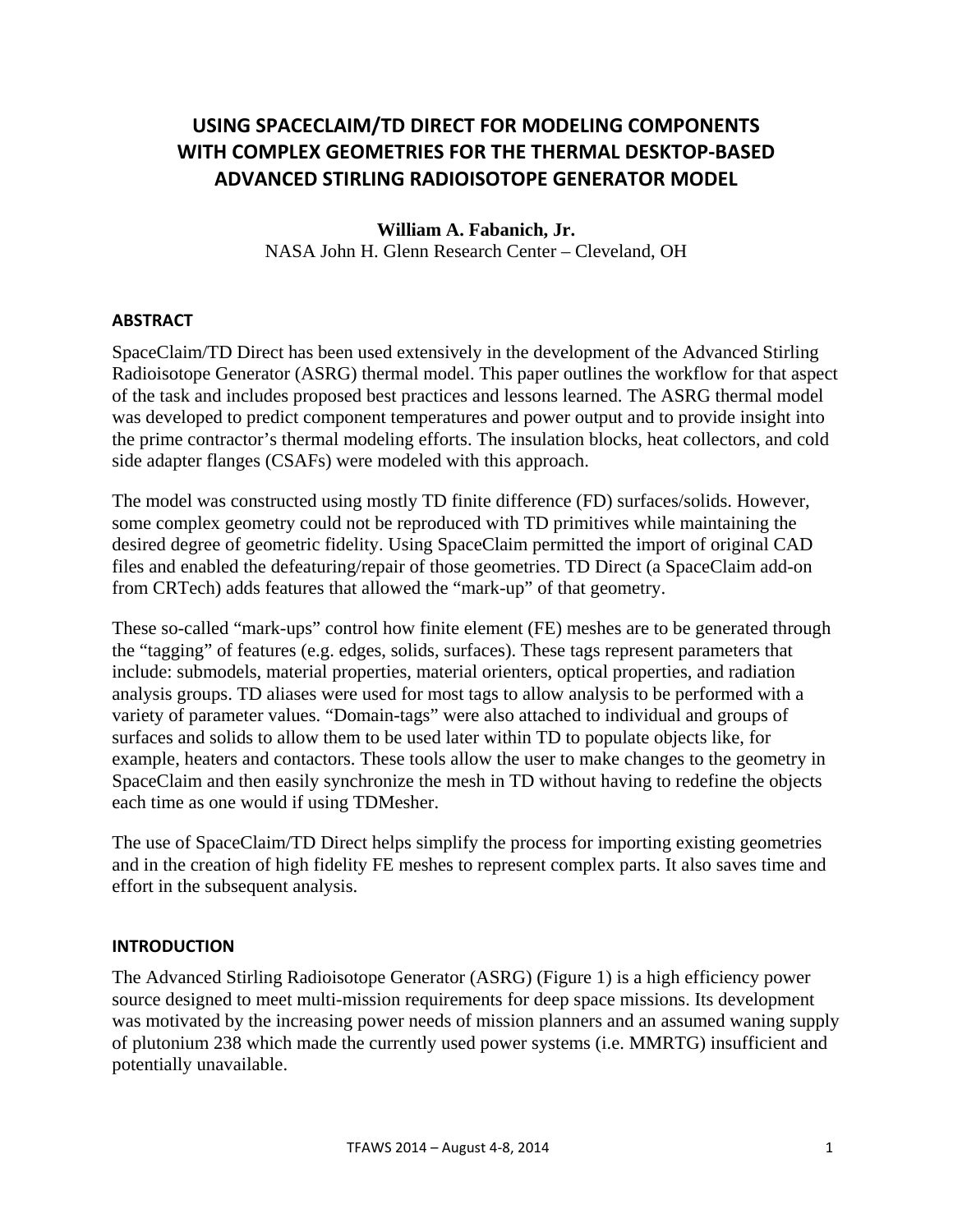# USING SPACECLAIM/TD DIRECT FOR MODELING COMPONENTS WITH COMPLEX GEOMETRIES FOR THE THERMAL DESKTOP-BASED ADVANCED STIRLING RADIOISOTOPE GENERATOR MODEL

**William A. Fabanich, Jr.**
NASA John H. Glenn Research Center – Cleveland, OH

## ABSTRACT

SpaceClaim/TD Direct has been used extensively in the development of the Advanced Stirling Radioisotope Generator (ASRG) thermal model. This paper outlines the workflow for that aspect of the task and includes proposed best practices and lessons learned. The ASRG thermal model was developed to predict component temperatures and power output and to provide insight into the prime contractor's thermal modeling efforts. The insulation blocks, heat collectors, and cold side adapter flanges (CSAFs) were modeled with this approach.

The model was constructed using mostly TD finite difference (FD) surfaces/solids. However, some complex geometry could not be reproduced with TD primitives while maintaining the desired degree of geometric fidelity. Using SpaceClaim permitted the import of original CAD files and enabled the defeaturing/repair of those geometries. TD Direct (a SpaceClaim add-on from CRTech) adds features that allowed the "mark-up" of that geometry.

These so-called "mark-ups" control how finite element (FE) meshes are to be generated through the "tagging" of features (e.g. edges, solids, surfaces). These tags represent parameters that include: submodels, material properties, material orienters, optical properties, and radiation analysis groups. TD aliases were used for most tags to allow analysis to be performed with a variety of parameter values. "Domain-tags" were also attached to individual and groups of surfaces and solids to allow them to be used later within TD to populate objects like, for example, heaters and contactors. These tools allow the user to make changes to the geometry in SpaceClaim and then easily synchronize the mesh in TD without having to redefine the objects each time as one would if using TDMesher.

The use of SpaceClaim/TD Direct helps simplify the process for importing existing geometries and in the creation of high fidelity FE meshes to represent complex parts. It also saves time and effort in the subsequent analysis.

## INTRODUCTION

The Advanced Stirling Radioisotope Generator (ASRG) (Figure 1) is a high efficiency power source designed to meet multi-mission requirements for deep space missions. Its development was motivated by the increasing power needs of mission planners and an assumed waning supply of plutonium 238 which made the currently used power systems (i.e. MMRTG) insufficient and potentially unavailable.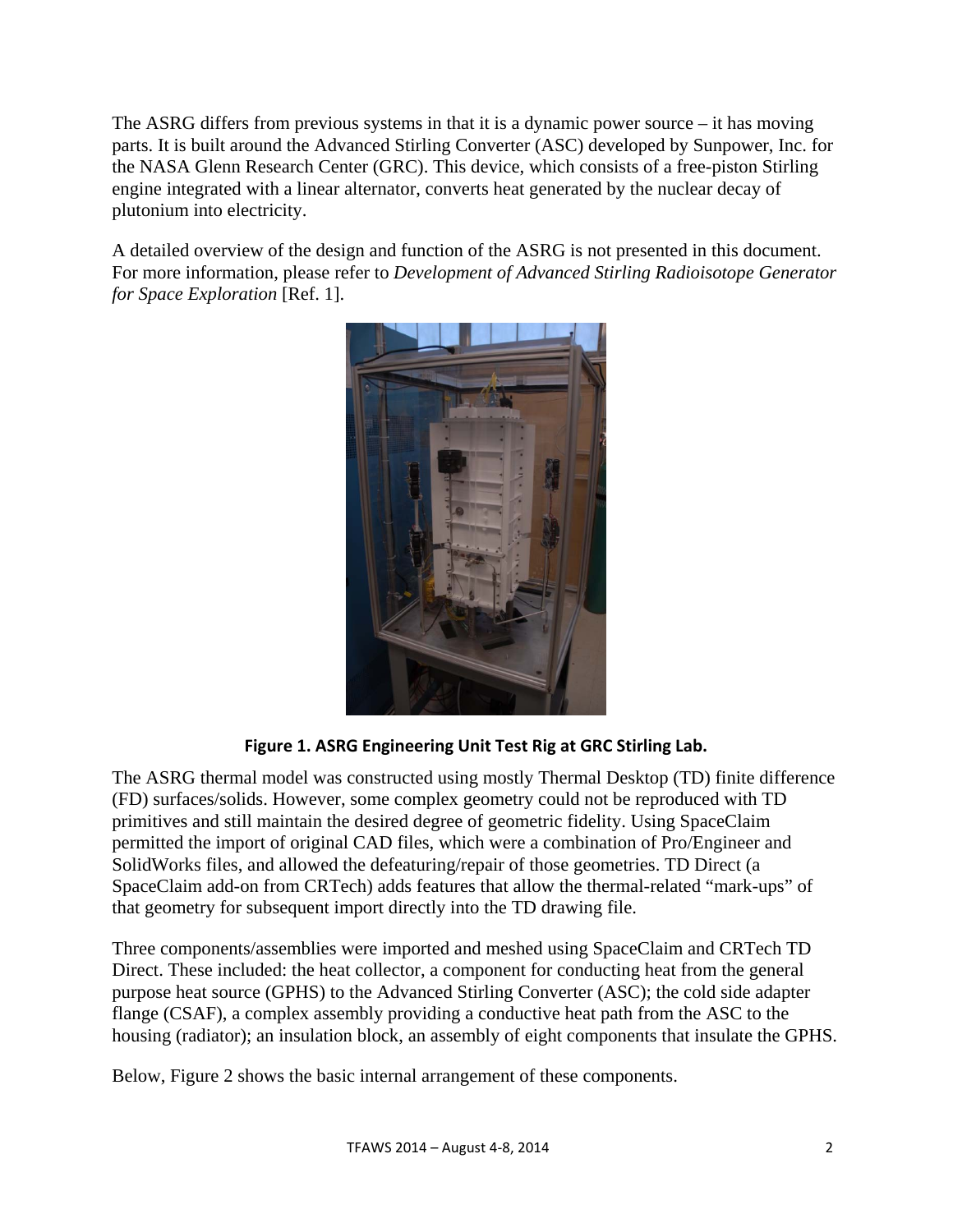The ASRG differs from previous systems in that it is a dynamic power source – it has moving parts. It is built around the Advanced Stirling Converter (ASC) developed by Sunpower, Inc. for the NASA Glenn Research Center (GRC). This device, which consists of a free-piston Stirling engine integrated with a linear alternator, converts heat generated by the nuclear decay of plutonium into electricity.

A detailed overview of the design and function of the ASRG is not presented in this document. For more information, please refer to *Development of Advanced Stirling Radioisotope Generator for Space Exploration* [Ref. 1].

**Figure 1. ASRG Engineering Unit Test Rig at GRC Stirling Lab.**

The ASRG thermal model was constructed using mostly Thermal Desktop (TD) finite difference (FD) surfaces/solids. However, some complex geometry could not be reproduced with TD primitives and still maintain the desired degree of geometric fidelity. Using SpaceClaim permitted the import of original CAD files, which were a combination of Pro/Engineer and SolidWorks files, and allowed the defeaturing/repair of those geometries. TD Direct (a SpaceClaim add-on from CRTech) adds features that allow the thermal-related "mark-ups" of that geometry for subsequent import directly into the TD drawing file.

Three components/assemblies were imported and meshed using SpaceClaim and CRTech TD Direct. These included: the heat collector, a component for conducting heat from the general purpose heat source (GPHS) to the Advanced Stirling Converter (ASC); the cold side adapter flange (CSAF), a complex assembly providing a conductive heat path from the ASC to the housing (radiator); an insulation block, an assembly of eight components that insulate the GPHS.

Below, Figure 2 shows the basic internal arrangement of these components.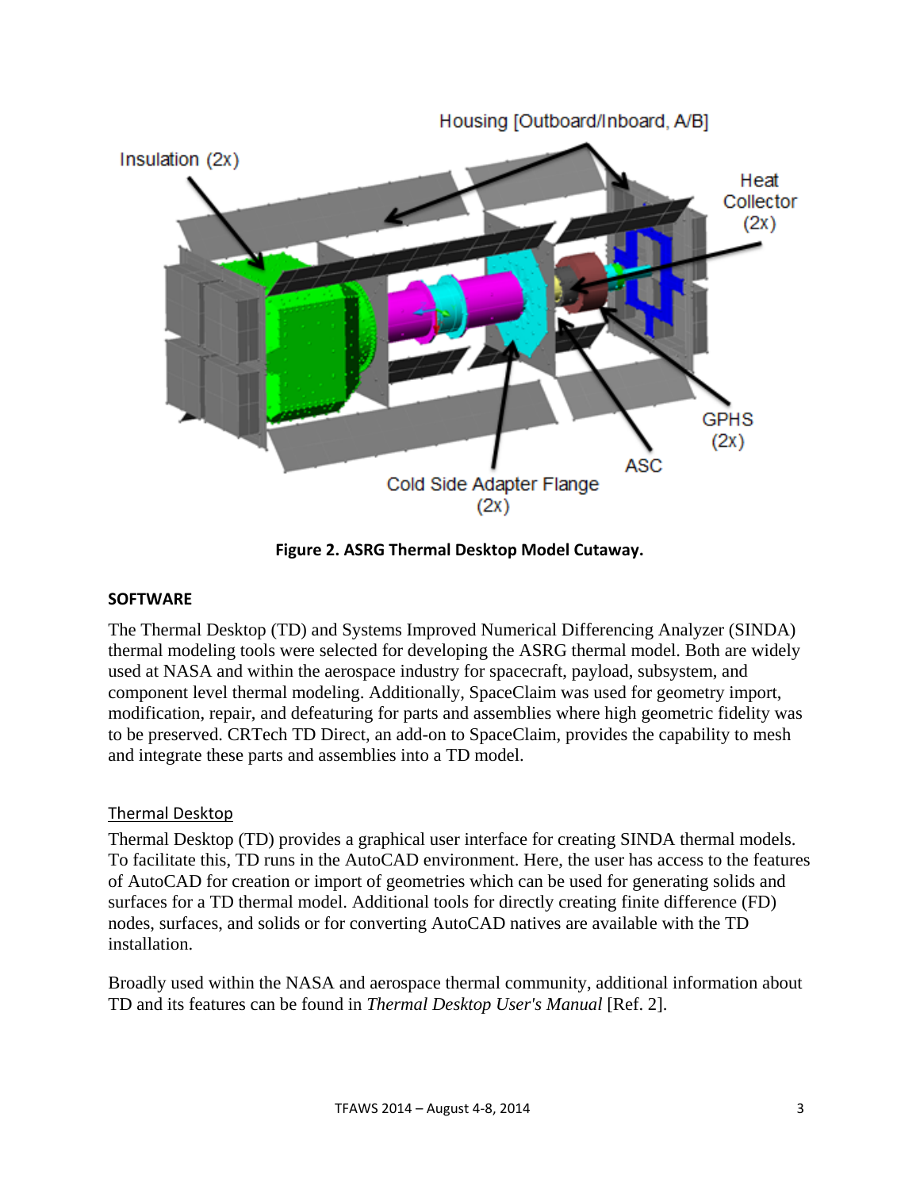Housing [Outboard/Inboard, A/B]

Insulation (2x)

Heat Collector (2x)

GPHS (2x)

ASC

Cold Side Adapter Flange (2x)

**Figure 2. ASRG Thermal Desktop Model Cutaway.**

## SOFTWARE

The Thermal Desktop (TD) and Systems Improved Numerical Differencing Analyzer (SINDA) thermal modeling tools were selected for developing the ASRG thermal model. Both are widely used at NASA and within the aerospace industry for spacecraft, payload, subsystem, and component level thermal modeling. Additionally, SpaceClaim was used for geometry import, modification, repair, and defeaturing for parts and assemblies where high geometric fidelity was to be preserved. CRTech TD Direct, an add-on to SpaceClaim, provides the capability to mesh and integrate these parts and assemblies into a TD model.

### Thermal Desktop

Thermal Desktop (TD) provides a graphical user interface for creating SINDA thermal models. To facilitate this, TD runs in the AutoCAD environment. Here, the user has access to the features of AutoCAD for creation or import of geometries which can be used for generating solids and surfaces for a TD thermal model. Additional tools for directly creating finite difference (FD) nodes, surfaces, and solids or for converting AutoCAD natives are available with the TD installation.

Broadly used within the NASA and aerospace thermal community, additional information about TD and its features can be found in *Thermal Desktop User's Manual* [Ref. 2].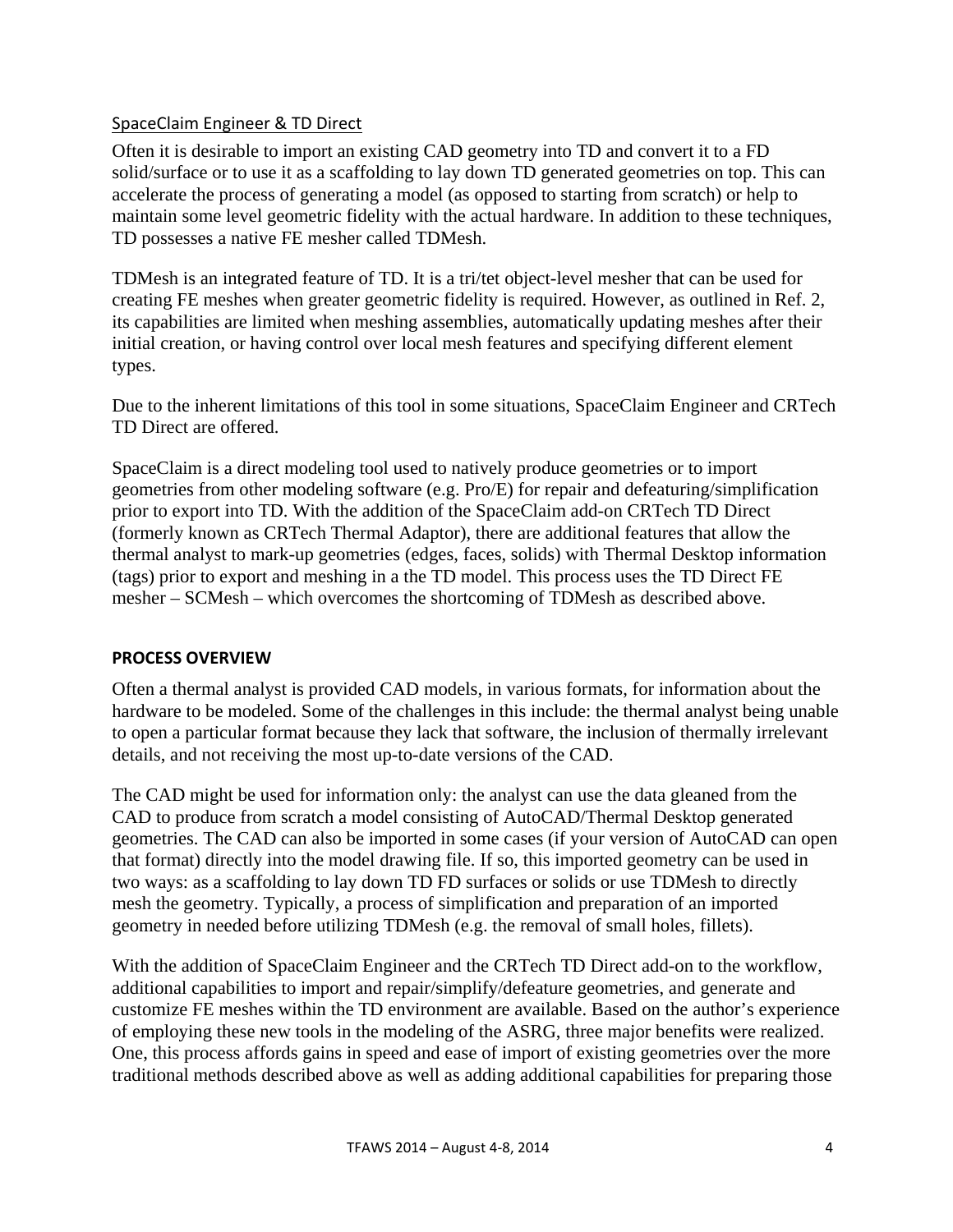SpaceClaim Engineer & TD Direct

Often it is desirable to import an existing CAD geometry into TD and convert it to a FD solid/surface or to use it as a scaffolding to lay down TD generated geometries on top. This can accelerate the process of generating a model (as opposed to starting from scratch) or help to maintain some level geometric fidelity with the actual hardware. In addition to these techniques, TD possesses a native FE mesher called TDMesh.

TDMesh is an integrated feature of TD. It is a tri/tet object-level mesher that can be used for creating FE meshes when greater geometric fidelity is required. However, as outlined in Ref. 2, its capabilities are limited when meshing assemblies, automatically updating meshes after their initial creation, or having control over local mesh features and specifying different element types.

Due to the inherent limitations of this tool in some situations, SpaceClaim Engineer and CRTech TD Direct are offered.

SpaceClaim is a direct modeling tool used to natively produce geometries or to import geometries from other modeling software (e.g. Pro/E) for repair and defeaturing/simplification prior to export into TD. With the addition of the SpaceClaim add-on CRTech TD Direct (formerly known as CRTech Thermal Adaptor), there are additional features that allow the thermal analyst to mark-up geometries (edges, faces, solids) with Thermal Desktop information (tags) prior to export and meshing in a the TD model. This process uses the TD Direct FE mesher – SCMesh – which overcomes the shortcoming of TDMesh as described above.

**PROCESS OVERVIEW**

Often a thermal analyst is provided CAD models, in various formats, for information about the hardware to be modeled. Some of the challenges in this include: the thermal analyst being unable to open a particular format because they lack that software, the inclusion of thermally irrelevant details, and not receiving the most up-to-date versions of the CAD.

The CAD might be used for information only: the analyst can use the data gleaned from the CAD to produce from scratch a model consisting of AutoCAD/Thermal Desktop generated geometries. The CAD can also be imported in some cases (if your version of AutoCAD can open that format) directly into the model drawing file. If so, this imported geometry can be used in two ways: as a scaffolding to lay down TD FD surfaces or solids or use TDMesh to directly mesh the geometry. Typically, a process of simplification and preparation of an imported geometry in needed before utilizing TDMesh (e.g. the removal of small holes, fillets).

With the addition of SpaceClaim Engineer and the CRTech TD Direct add-on to the workflow, additional capabilities to import and repair/simplify/defeature geometries, and generate and customize FE meshes within the TD environment are available. Based on the author's experience of employing these new tools in the modeling of the ASRG, three major benefits were realized. One, this process affords gains in speed and ease of import of existing geometries over the more traditional methods described above as well as adding additional capabilities for preparing those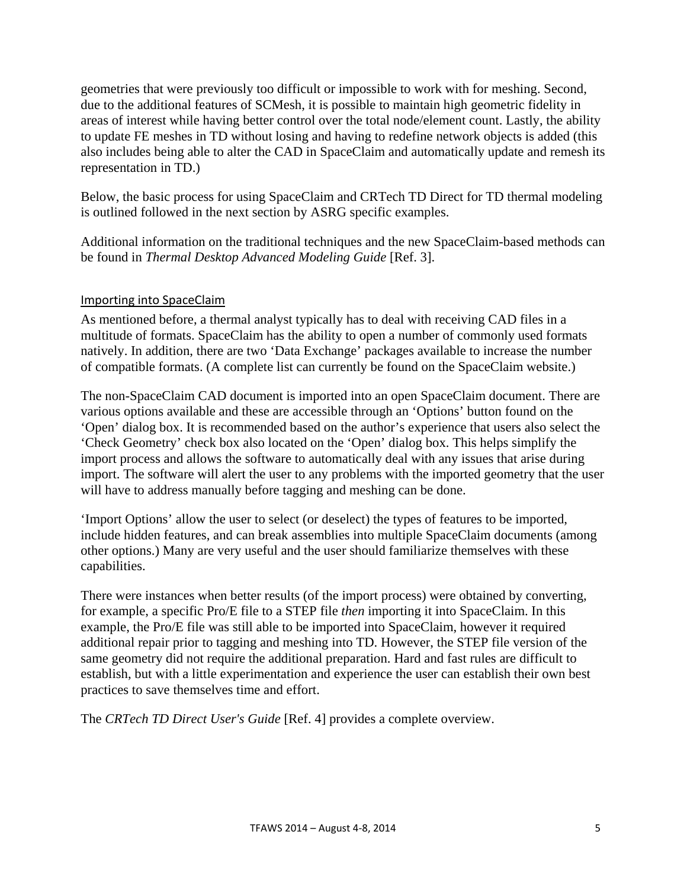geometries that were previously too difficult or impossible to work with for meshing. Second, due to the additional features of SCMesh, it is possible to maintain high geometric fidelity in areas of interest while having better control over the total node/element count. Lastly, the ability to update FE meshes in TD without losing and having to redefine network objects is added (this also includes being able to alter the CAD in SpaceClaim and automatically update and remesh its representation in TD.)

Below, the basic process for using SpaceClaim and CRTech TD Direct for TD thermal modeling is outlined followed in the next section by ASRG specific examples.

Additional information on the traditional techniques and the new SpaceClaim-based methods can be found in *Thermal Desktop Advanced Modeling Guide* [Ref. 3].

### Importing into SpaceClaim

As mentioned before, a thermal analyst typically has to deal with receiving CAD files in a multitude of formats. SpaceClaim has the ability to open a number of commonly used formats natively. In addition, there are two 'Data Exchange' packages available to increase the number of compatible formats. (A complete list can currently be found on the SpaceClaim website.)

The non-SpaceClaim CAD document is imported into an open SpaceClaim document. There are various options available and these are accessible through an 'Options' button found on the 'Open' dialog box. It is recommended based on the author's experience that users also select the 'Check Geometry' check box also located on the 'Open' dialog box. This helps simplify the import process and allows the software to automatically deal with any issues that arise during import. The software will alert the user to any problems with the imported geometry that the user will have to address manually before tagging and meshing can be done.

'Import Options' allow the user to select (or deselect) the types of features to be imported, include hidden features, and can break assemblies into multiple SpaceClaim documents (among other options.) Many are very useful and the user should familiarize themselves with these capabilities.

There were instances when better results (of the import process) were obtained by converting, for example, a specific Pro/E file to a STEP file *then* importing it into SpaceClaim. In this example, the Pro/E file was still able to be imported into SpaceClaim, however it required additional repair prior to tagging and meshing into TD. However, the STEP file version of the same geometry did not require the additional preparation. Hard and fast rules are difficult to establish, but with a little experimentation and experience the user can establish their own best practices to save themselves time and effort.

The *CRTech TD Direct User's Guide* [Ref. 4] provides a complete overview.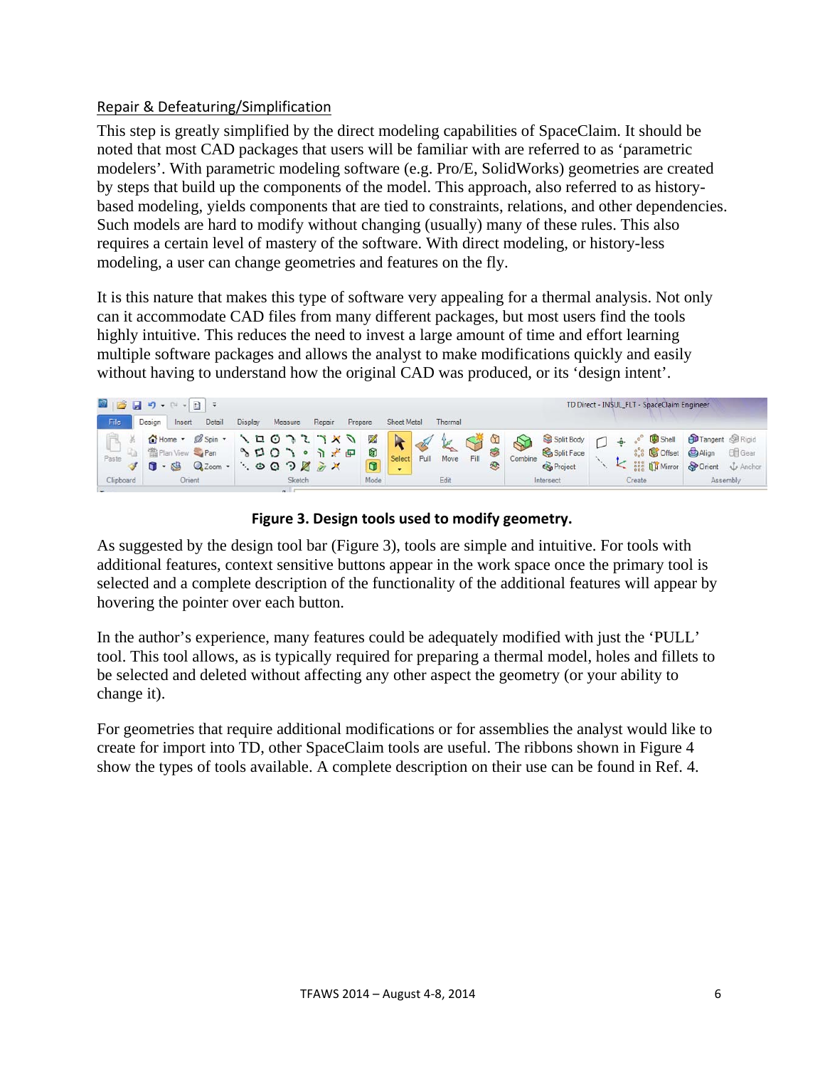## Repair & Defeaturing/Simplification

This step is greatly simplified by the direct modeling capabilities of SpaceClaim. It should be noted that most CAD packages that users will be familiar with are referred to as 'parametric modelers'. With parametric modeling software (e.g. Pro/E, SolidWorks) geometries are created by steps that build up the components of the model. This approach, also referred to as history-based modeling, yields components that are tied to constraints, relations, and other dependencies. Such models are hard to modify without changing (usually) many of these rules. This also requires a certain level of mastery of the software. With direct modeling, or history-less modeling, a user can change geometries and features on the fly.

It is this nature that makes this type of software very appealing for a thermal analysis. Not only can it accommodate CAD files from many different packages, but most users find the tools highly intuitive. This reduces the need to invest a large amount of time and effort learning multiple software packages and allows the analyst to make modifications quickly and easily without having to understand how the original CAD was produced, or its 'design intent'.

**Figure 3. Design tools used to modify geometry.**

As suggested by the design tool bar (Figure 3), tools are simple and intuitive. For tools with additional features, context sensitive buttons appear in the work space once the primary tool is selected and a complete description of the functionality of the additional features will appear by hovering the pointer over each button.

In the author's experience, many features could be adequately modified with just the 'PULL' tool. This tool allows, as is typically required for preparing a thermal model, holes and fillets to be selected and deleted without affecting any other aspect the geometry (or your ability to change it).

For geometries that require additional modifications or for assemblies the analyst would like to create for import into TD, other SpaceClaim tools are useful. The ribbons shown in Figure 4 show the types of tools available. A complete description on their use can be found in Ref. 4.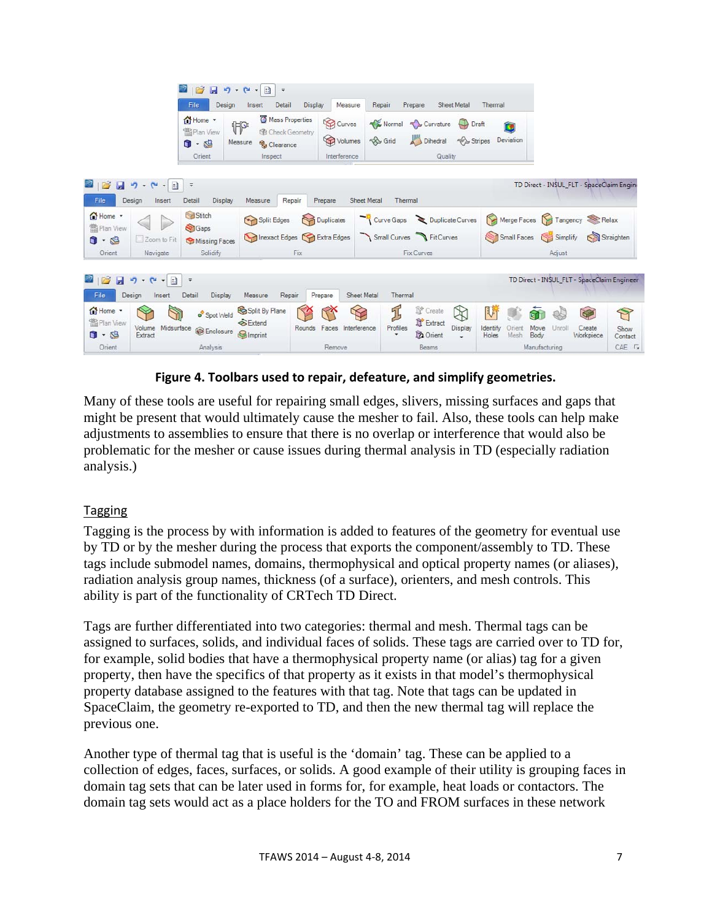**Figure 4. Toolbars used to repair, defeature, and simplify geometries.**

Many of these tools are useful for repairing small edges, slivers, missing surfaces and gaps that might be present that would ultimately cause the mesher to fail. Also, these tools can help make adjustments to assemblies to ensure that there is no overlap or interference that would also be problematic for the mesher or cause issues during thermal analysis in TD (especially radiation analysis.)

## Tagging

Tagging is the process by with information is added to features of the geometry for eventual use by TD or by the mesher during the process that exports the component/assembly to TD. These tags include submodel names, domains, thermophysical and optical property names (or aliases), radiation analysis group names, thickness (of a surface), orienters, and mesh controls. This ability is part of the functionality of CRTech TD Direct.

Tags are further differentiated into two categories: thermal and mesh. Thermal tags can be assigned to surfaces, solids, and individual faces of solids. These tags are carried over to TD for, for example, solid bodies that have a thermophysical property name (or alias) tag for a given property, then have the specifics of that property as it exists in that model's thermophysical property database assigned to the features with that tag. Note that tags can be updated in SpaceClaim, the geometry re-exported to TD, and then the new thermal tag will replace the previous one.

Another type of thermal tag that is useful is the 'domain' tag. These can be applied to a collection of edges, faces, surfaces, or solids. A good example of their utility is grouping faces in domain tag sets that can be later used in forms for, for example, heat loads or contactors. The domain tag sets would act as a place holders for the TO and FROM surfaces in these network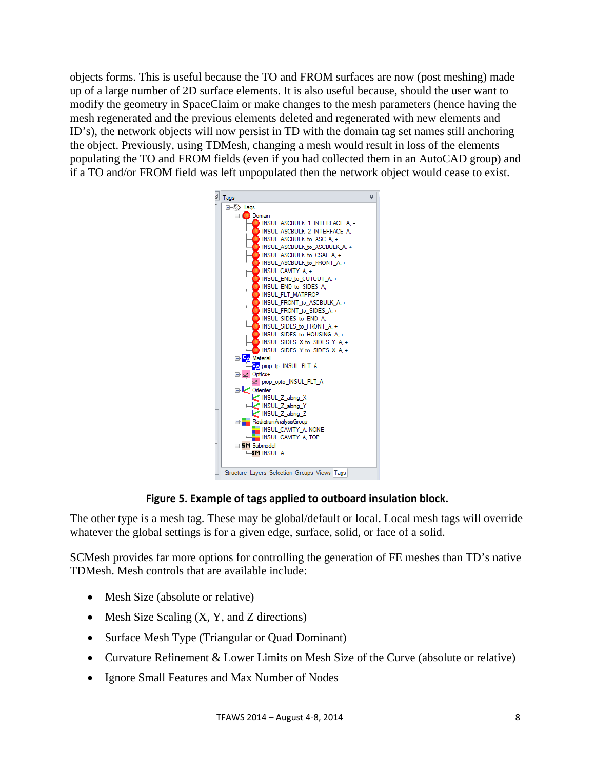objects forms. This is useful because the TO and FROM surfaces are now (post meshing) made up of a large number of 2D surface elements. It is also useful because, should the user want to modify the geometry in SpaceClaim or make changes to the mesh parameters (hence having the mesh regenerated and the previous elements deleted and regenerated with new elements and ID's), the network objects will now persist in TD with the domain tag set names still anchoring the object. Previously, using TDMesh, changing a mesh would result in loss of the elements populating the TO and FROM fields (even if you had collected them in an AutoCAD group) and if a TO and/or FROM field was left unpopulated then the network object would cease to exist.

**Figure 5. Example of tags applied to outboard insulation block.**

The other type is a mesh tag. These may be global/default or local. Local mesh tags will override whatever the global settings is for a given edge, surface, solid, or face of a solid.

SCMesh provides far more options for controlling the generation of FE meshes than TD's native TDMesh. Mesh controls that are available include:

- Mesh Size (absolute or relative)
- Mesh Size Scaling (X, Y, and Z directions)
- Surface Mesh Type (Triangular or Quad Dominant)
- Curvature Refinement & Lower Limits on Mesh Size of the Curve (absolute or relative)
- Ignore Small Features and Max Number of Nodes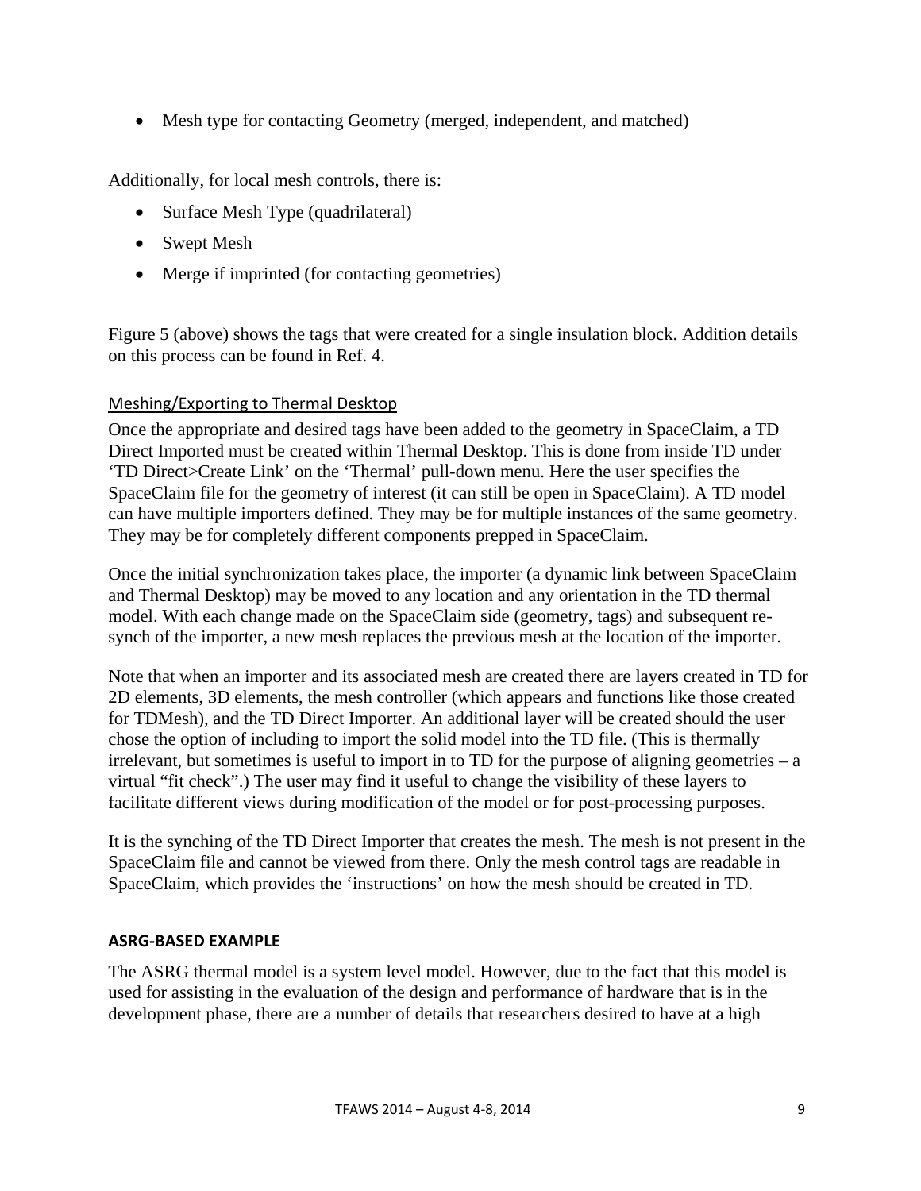- Mesh type for contacting Geometry (merged, independent, and matched)

Additionally, for local mesh controls, there is:

- Surface Mesh Type (quadrilateral)
- Swept Mesh
- Merge if imprinted (for contacting geometries)

Figure 5 (above) shows the tags that were created for a single insulation block. Addition details on this process can be found in Ref. 4.

### Meshing/Exporting to Thermal Desktop

Once the appropriate and desired tags have been added to the geometry in SpaceClaim, a TD Direct Imported must be created within Thermal Desktop. This is done from inside TD under 'TD Direct>Create Link' on the 'Thermal' pull-down menu. Here the user specifies the SpaceClaim file for the geometry of interest (it can still be open in SpaceClaim). A TD model can have multiple importers defined. They may be for multiple instances of the same geometry. They may be for completely different components prepped in SpaceClaim.

Once the initial synchronization takes place, the importer (a dynamic link between SpaceClaim and Thermal Desktop) may be moved to any location and any orientation in the TD thermal model. With each change made on the SpaceClaim side (geometry, tags) and subsequent re-synch of the importer, a new mesh replaces the previous mesh at the location of the importer.

Note that when an importer and its associated mesh are created there are layers created in TD for 2D elements, 3D elements, the mesh controller (which appears and functions like those created for TDMesh), and the TD Direct Importer. An additional layer will be created should the user chose the option of including to import the solid model into the TD file. (This is thermally irrelevant, but sometimes is useful to import in to TD for the purpose of aligning geometries – a virtual "fit check".) The user may find it useful to change the visibility of these layers to facilitate different views during modification of the model or for post-processing purposes.

It is the synching of the TD Direct Importer that creates the mesh. The mesh is not present in the SpaceClaim file and cannot be viewed from there. Only the mesh control tags are readable in SpaceClaim, which provides the 'instructions' on how the mesh should be created in TD.

## ASRG-BASED EXAMPLE

The ASRG thermal model is a system level model. However, due to the fact that this model is used for assisting in the evaluation of the design and performance of hardware that is in the development phase, there are a number of details that researchers desired to have at a high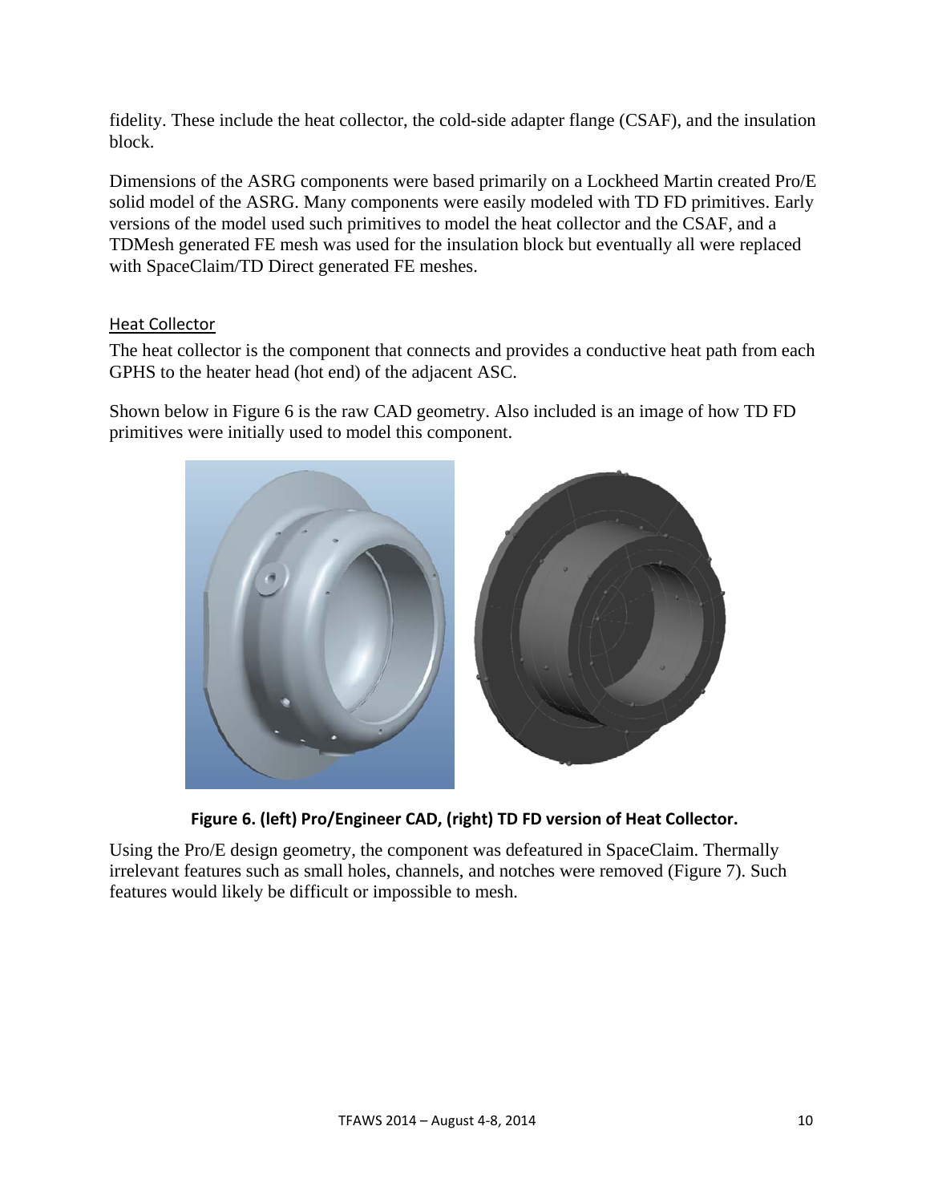fidelity. These include the heat collector, the cold-side adapter flange (CSAF), and the insulation block.

Dimensions of the ASRG components were based primarily on a Lockheed Martin created Pro/E solid model of the ASRG. Many components were easily modeled with TD FD primitives. Early versions of the model used such primitives to model the heat collector and the CSAF, and a TDMesh generated FE mesh was used for the insulation block but eventually all were replaced with SpaceClaim/TD Direct generated FE meshes.

## Heat Collector

The heat collector is the component that connects and provides a conductive heat path from each GPHS to the heater head (hot end) of the adjacent ASC.

Shown below in Figure 6 is the raw CAD geometry. Also included is an image of how TD FD primitives were initially used to model this component.

**Figure 6. (left) Pro/Engineer CAD, (right) TD FD version of Heat Collector.**

Using the Pro/E design geometry, the component was defeatured in SpaceClaim. Thermally irrelevant features such as small holes, channels, and notches were removed (Figure 7). Such features would likely be difficult or impossible to mesh.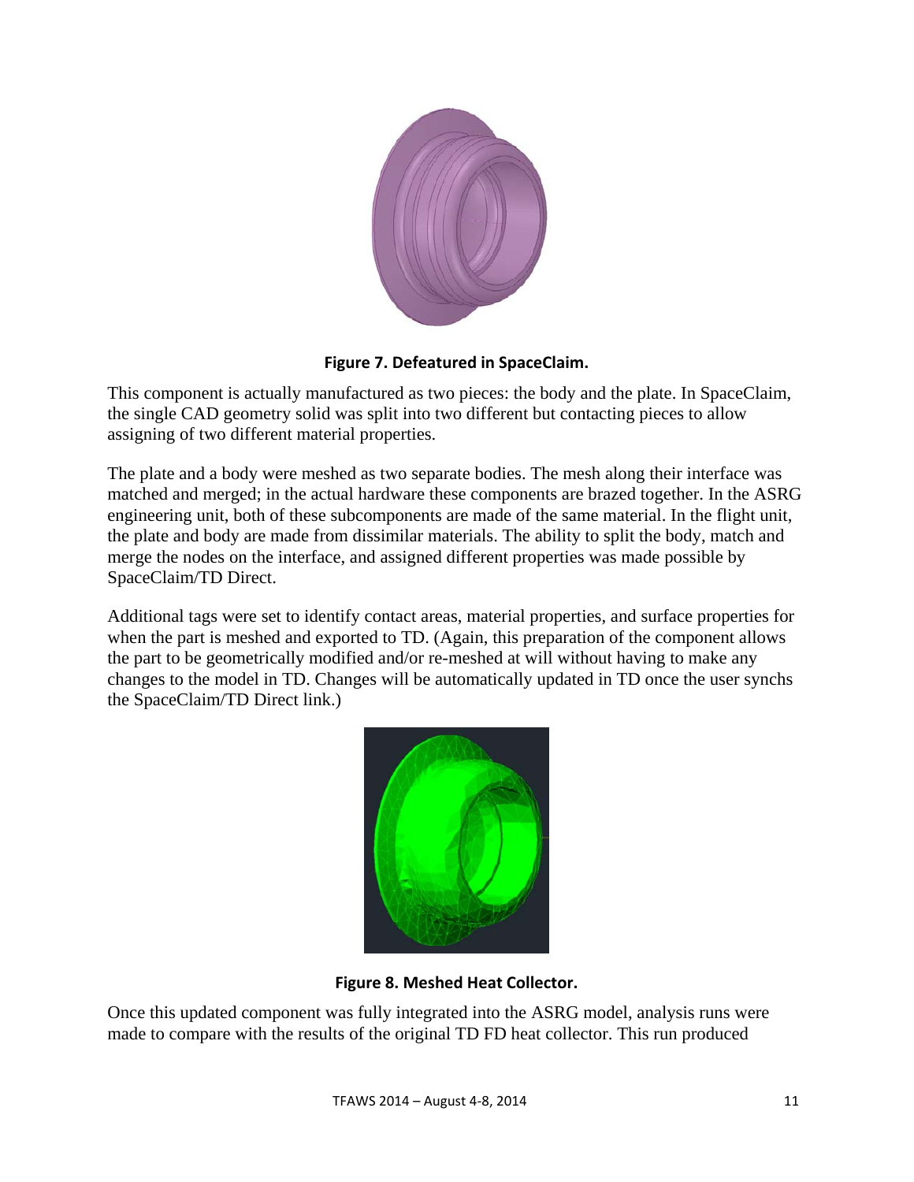Figure 7. Defeatured in SpaceClaim.

This component is actually manufactured as two pieces: the body and the plate. In SpaceClaim, the single CAD geometry solid was split into two different but contacting pieces to allow assigning of two different material properties.

The plate and a body were meshed as two separate bodies. The mesh along their interface was matched and merged; in the actual hardware these components are brazed together. In the ASRG engineering unit, both of these subcomponents are made of the same material. In the flight unit, the plate and body are made from dissimilar materials. The ability to split the body, match and merge the nodes on the interface, and assigned different properties was made possible by SpaceClaim/TD Direct.

Additional tags were set to identify contact areas, material properties, and surface properties for when the part is meshed and exported to TD. (Again, this preparation of the component allows the part to be geometrically modified and/or re-meshed at will without having to make any changes to the model in TD. Changes will be automatically updated in TD once the user synchs the SpaceClaim/TD Direct link.)

Figure 8. Meshed Heat Collector.

Once this updated component was fully integrated into the ASRG model, analysis runs were made to compare with the results of the original TD FD heat collector. This run produced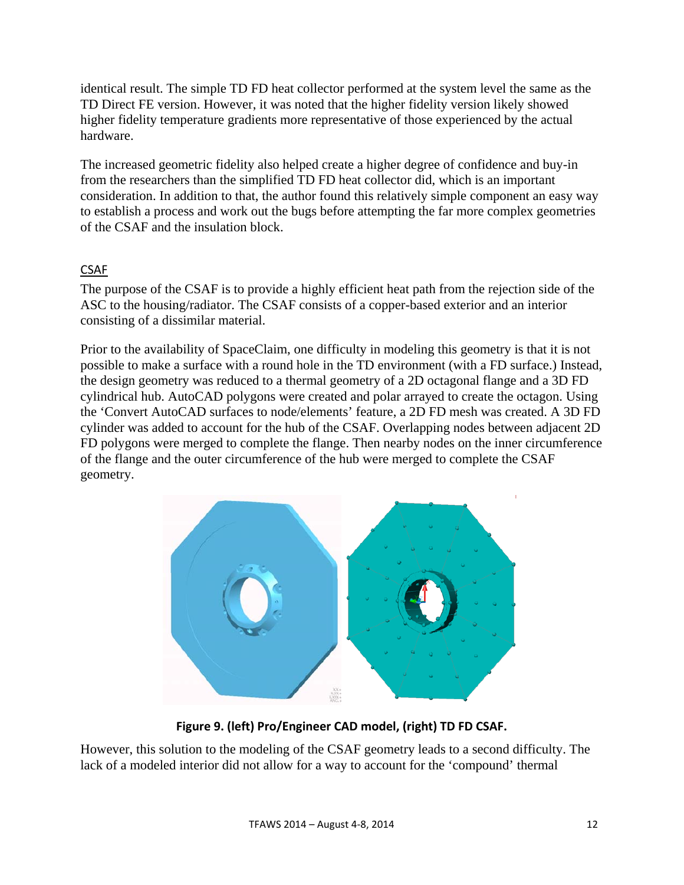identical result. The simple TD FD heat collector performed at the system level the same as the TD Direct FE version. However, it was noted that the higher fidelity version likely showed higher fidelity temperature gradients more representative of those experienced by the actual hardware.

The increased geometric fidelity also helped create a higher degree of confidence and buy-in from the researchers than the simplified TD FD heat collector did, which is an important consideration. In addition to that, the author found this relatively simple component an easy way to establish a process and work out the bugs before attempting the far more complex geometries of the CSAF and the insulation block.

## CSAF

The purpose of the CSAF is to provide a highly efficient heat path from the rejection side of the ASC to the housing/radiator. The CSAF consists of a copper-based exterior and an interior consisting of a dissimilar material.

Prior to the availability of SpaceClaim, one difficulty in modeling this geometry is that it is not possible to make a surface with a round hole in the TD environment (with a FD surface.) Instead, the design geometry was reduced to a thermal geometry of a 2D octagonal flange and a 3D FD cylindrical hub. AutoCAD polygons were created and polar arrayed to create the octagon. Using the 'Convert AutoCAD surfaces to node/elements' feature, a 2D FD mesh was created. A 3D FD cylinder was added to account for the hub of the CSAF. Overlapping nodes between adjacent 2D FD polygons were merged to complete the flange. Then nearby nodes on the inner circumference of the flange and the outer circumference of the hub were merged to complete the CSAF geometry.

**Figure 9. (left) Pro/Engineer CAD model, (right) TD FD CSAF.**

However, this solution to the modeling of the CSAF geometry leads to a second difficulty. The lack of a modeled interior did not allow for a way to account for the 'compound' thermal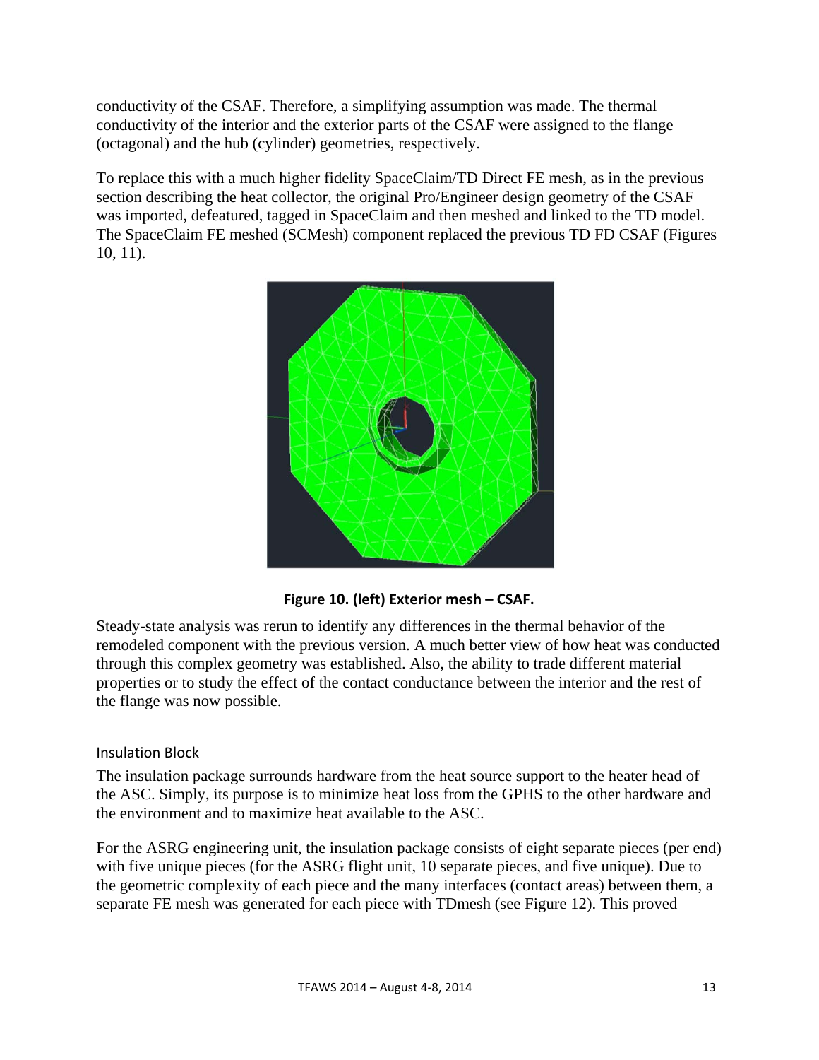conductivity of the CSAF. Therefore, a simplifying assumption was made. The thermal conductivity of the interior and the exterior parts of the CSAF were assigned to the flange (octagonal) and the hub (cylinder) geometries, respectively.

To replace this with a much higher fidelity SpaceClaim/TD Direct FE mesh, as in the previous section describing the heat collector, the original Pro/Engineer design geometry of the CSAF was imported, defeatured, tagged in SpaceClaim and then meshed and linked to the TD model. The SpaceClaim FE meshed (SCMesh) component replaced the previous TD FD CSAF (Figures 10, 11).

**Figure 10. (left) Exterior mesh – CSAF.**

Steady-state analysis was rerun to identify any differences in the thermal behavior of the remodeled component with the previous version. A much better view of how heat was conducted through this complex geometry was established. Also, the ability to trade different material properties or to study the effect of the contact conductance between the interior and the rest of the flange was now possible.

## Insulation Block

The insulation package surrounds hardware from the heat source support to the heater head of the ASC. Simply, its purpose is to minimize heat loss from the GPHS to the other hardware and the environment and to maximize heat available to the ASC.

For the ASRG engineering unit, the insulation package consists of eight separate pieces (per end) with five unique pieces (for the ASRG flight unit, 10 separate pieces, and five unique). Due to the geometric complexity of each piece and the many interfaces (contact areas) between them, a separate FE mesh was generated for each piece with TDmesh (see Figure 12). This proved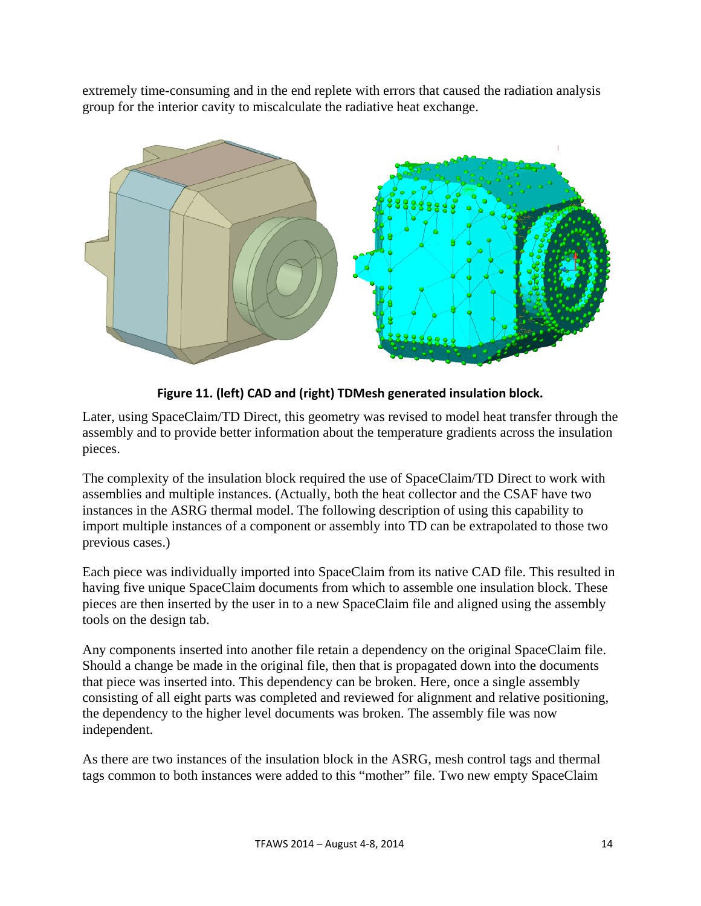extremely time-consuming and in the end replete with errors that caused the radiation analysis group for the interior cavity to miscalculate the radiative heat exchange.

**Figure 11. (left) CAD and (right) TDMesh generated insulation block.**

Later, using SpaceClaim/TD Direct, this geometry was revised to model heat transfer through the assembly and to provide better information about the temperature gradients across the insulation pieces.

The complexity of the insulation block required the use of SpaceClaim/TD Direct to work with assemblies and multiple instances. (Actually, both the heat collector and the CSAF have two instances in the ASRG thermal model. The following description of using this capability to import multiple instances of a component or assembly into TD can be extrapolated to those two previous cases.)

Each piece was individually imported into SpaceClaim from its native CAD file. This resulted in having five unique SpaceClaim documents from which to assemble one insulation block. These pieces are then inserted by the user in to a new SpaceClaim file and aligned using the assembly tools on the design tab.

Any components inserted into another file retain a dependency on the original SpaceClaim file. Should a change be made in the original file, then that is propagated down into the documents that piece was inserted into. This dependency can be broken. Here, once a single assembly consisting of all eight parts was completed and reviewed for alignment and relative positioning, the dependency to the higher level documents was broken. The assembly file was now independent.

As there are two instances of the insulation block in the ASRG, mesh control tags and thermal tags common to both instances were added to this "mother" file. Two new empty SpaceClaim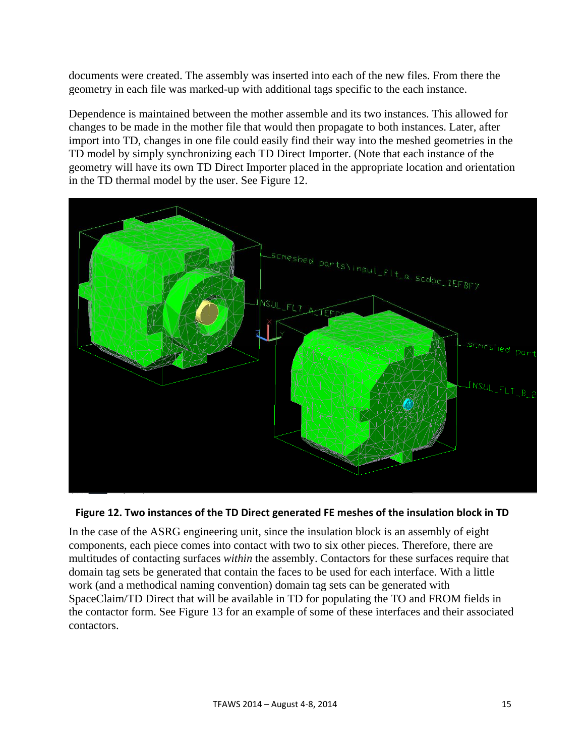documents were created. The assembly was inserted into each of the new files. From there the geometry in each file was marked-up with additional tags specific to the each instance.

Dependence is maintained between the mother assemble and its two instances. This allowed for changes to be made in the mother file that would then propagate to both instances. Later, after import into TD, changes in one file could easily find their way into the meshed geometries in the TD model by simply synchronizing each TD Direct Importer. (Note that each instance of the geometry will have its own TD Direct Importer placed in the appropriate location and orientation in the TD thermal model by the user. See Figure 12.

scmeshed parts\insul_flt_a.scdoc_1EFBF7

INSUL_FLT_A_1EF...

scmeshed part

INSUL_FLT_B_2

**Figure 12. Two instances of the TD Direct generated FE meshes of the insulation block in TD**

In the case of the ASRG engineering unit, since the insulation block is an assembly of eight components, each piece comes into contact with two to six other pieces. Therefore, there are multitudes of contacting surfaces *within* the assembly. Contactors for these surfaces require that domain tag sets be generated that contain the faces to be used for each interface. With a little work (and a methodical naming convention) domain tag sets can be generated with SpaceClaim/TD Direct that will be available in TD for populating the TO and FROM fields in the contactor form. See Figure 13 for an example of some of these interfaces and their associated contactors.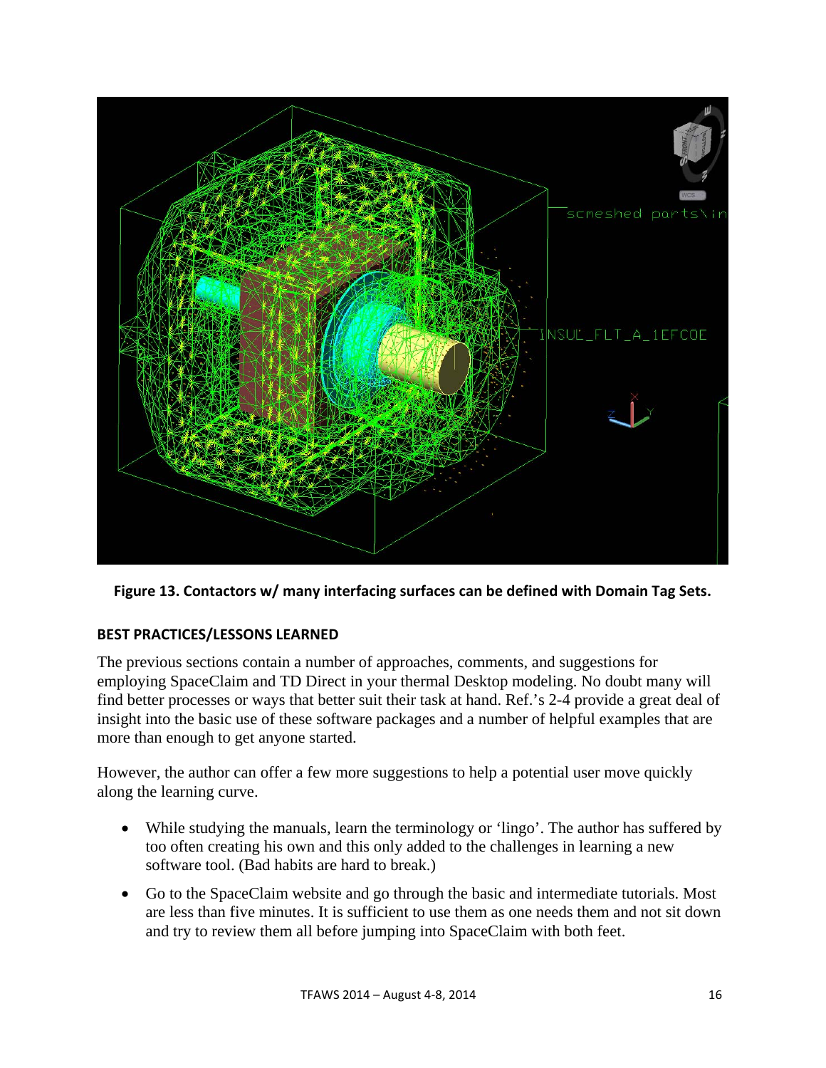**Figure 13. Contactors w/ many interfacing surfaces can be defined with Domain Tag Sets.**

## BEST PRACTICES/LESSONS LEARNED

The previous sections contain a number of approaches, comments, and suggestions for employing SpaceClaim and TD Direct in your thermal Desktop modeling. No doubt many will find better processes or ways that better suit their task at hand. Ref.'s 2-4 provide a great deal of insight into the basic use of these software packages and a number of helpful examples that are more than enough to get anyone started.

However, the author can offer a few more suggestions to help a potential user move quickly along the learning curve.

- While studying the manuals, learn the terminology or 'lingo'. The author has suffered by too often creating his own and this only added to the challenges in learning a new software tool. (Bad habits are hard to break.)
- Go to the SpaceClaim website and go through the basic and intermediate tutorials. Most are less than five minutes. It is sufficient to use them as one needs them and not sit down and try to review them all before jumping into SpaceClaim with both feet.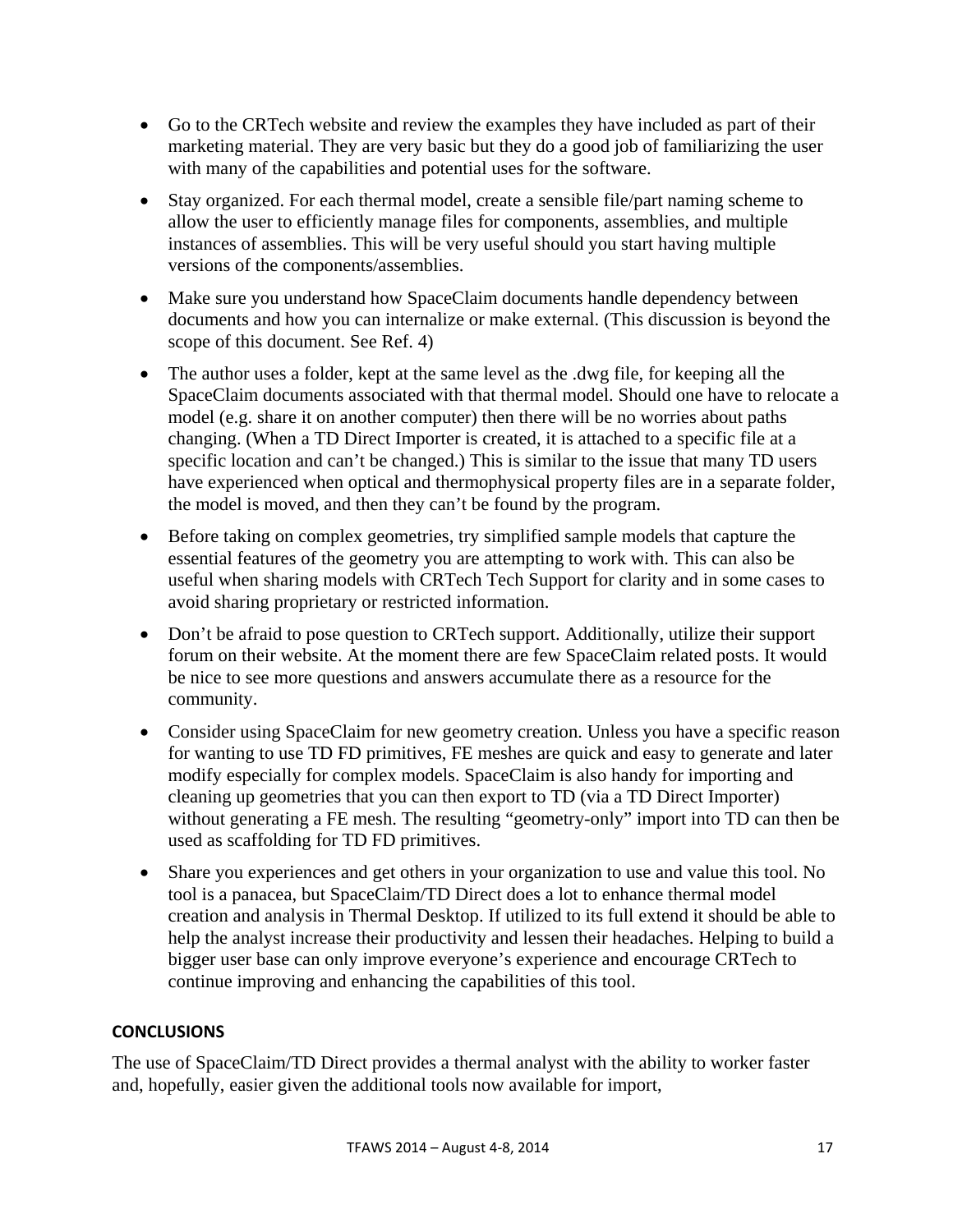- Go to the CRTech website and review the examples they have included as part of their marketing material. They are very basic but they do a good job of familiarizing the user with many of the capabilities and potential uses for the software.
- Stay organized. For each thermal model, create a sensible file/part naming scheme to allow the user to efficiently manage files for components, assemblies, and multiple instances of assemblies. This will be very useful should you start having multiple versions of the components/assemblies.
- Make sure you understand how SpaceClaim documents handle dependency between documents and how you can internalize or make external. (This discussion is beyond the scope of this document. See Ref. 4)
- The author uses a folder, kept at the same level as the .dwg file, for keeping all the SpaceClaim documents associated with that thermal model. Should one have to relocate a model (e.g. share it on another computer) then there will be no worries about paths changing. (When a TD Direct Importer is created, it is attached to a specific file at a specific location and can't be changed.) This is similar to the issue that many TD users have experienced when optical and thermophysical property files are in a separate folder, the model is moved, and then they can't be found by the program.
- Before taking on complex geometries, try simplified sample models that capture the essential features of the geometry you are attempting to work with. This can also be useful when sharing models with CRTech Tech Support for clarity and in some cases to avoid sharing proprietary or restricted information.
- Don't be afraid to pose question to CRTech support. Additionally, utilize their support forum on their website. At the moment there are few SpaceClaim related posts. It would be nice to see more questions and answers accumulate there as a resource for the community.
- Consider using SpaceClaim for new geometry creation. Unless you have a specific reason for wanting to use TD FD primitives, FE meshes are quick and easy to generate and later modify especially for complex models. SpaceClaim is also handy for importing and cleaning up geometries that you can then export to TD (via a TD Direct Importer) without generating a FE mesh. The resulting "geometry-only" import into TD can then be used as scaffolding for TD FD primitives.
- Share you experiences and get others in your organization to use and value this tool. No tool is a panacea, but SpaceClaim/TD Direct does a lot to enhance thermal model creation and analysis in Thermal Desktop. If utilized to its full extend it should be able to help the analyst increase their productivity and lessen their headaches. Helping to build a bigger user base can only improve everyone's experience and encourage CRTech to continue improving and enhancing the capabilities of this tool.

## CONCLUSIONS

The use of SpaceClaim/TD Direct provides a thermal analyst with the ability to worker faster and, hopefully, easier given the additional tools now available for import,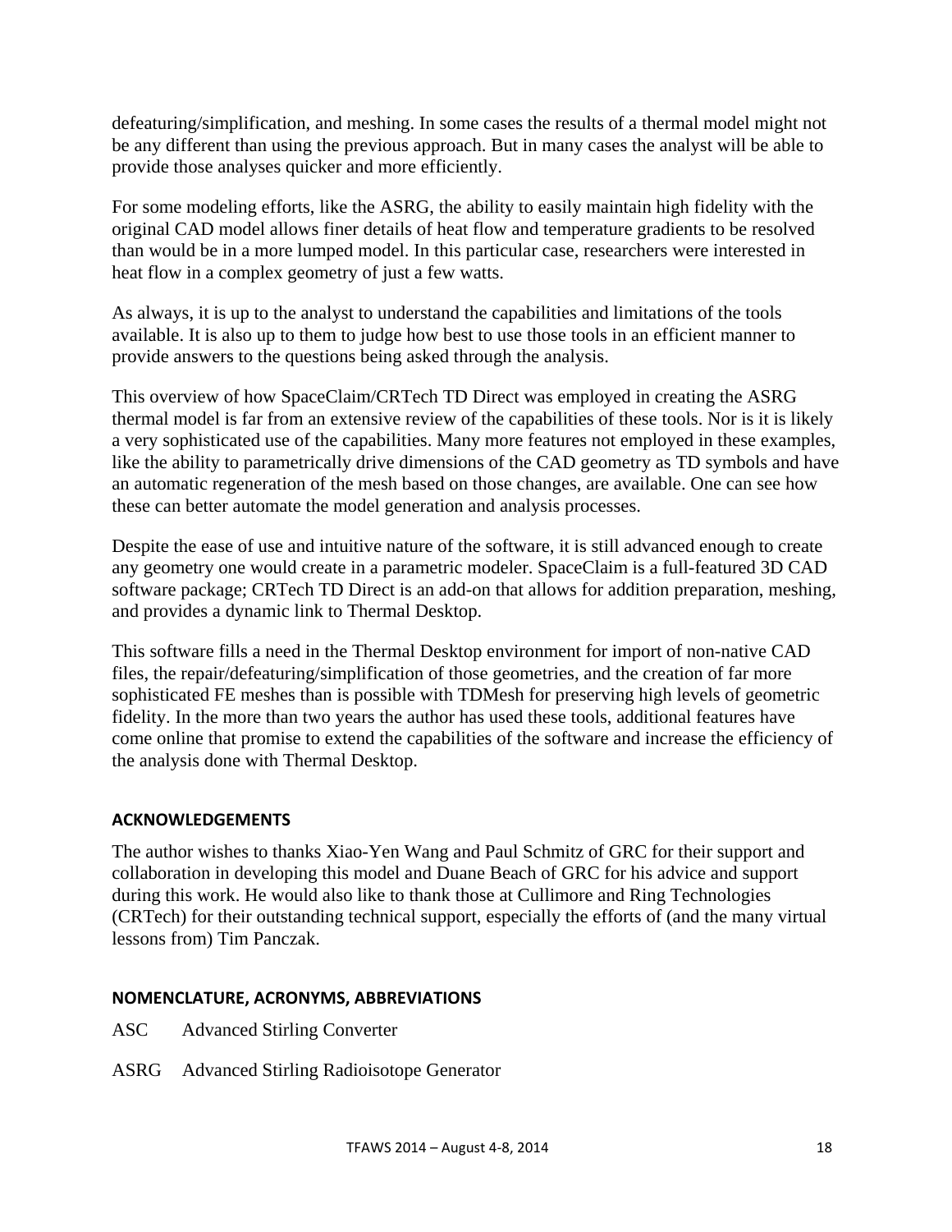defeaturing/simplification, and meshing. In some cases the results of a thermal model might not be any different than using the previous approach. But in many cases the analyst will be able to provide those analyses quicker and more efficiently.

For some modeling efforts, like the ASRG, the ability to easily maintain high fidelity with the original CAD model allows finer details of heat flow and temperature gradients to be resolved than would be in a more lumped model. In this particular case, researchers were interested in heat flow in a complex geometry of just a few watts.

As always, it is up to the analyst to understand the capabilities and limitations of the tools available. It is also up to them to judge how best to use those tools in an efficient manner to provide answers to the questions being asked through the analysis.

This overview of how SpaceClaim/CRTech TD Direct was employed in creating the ASRG thermal model is far from an extensive review of the capabilities of these tools. Nor is it is likely a very sophisticated use of the capabilities. Many more features not employed in these examples, like the ability to parametrically drive dimensions of the CAD geometry as TD symbols and have an automatic regeneration of the mesh based on those changes, are available. One can see how these can better automate the model generation and analysis processes.

Despite the ease of use and intuitive nature of the software, it is still advanced enough to create any geometry one would create in a parametric modeler. SpaceClaim is a full-featured 3D CAD software package; CRTech TD Direct is an add-on that allows for addition preparation, meshing, and provides a dynamic link to Thermal Desktop.

This software fills a need in the Thermal Desktop environment for import of non-native CAD files, the repair/defeaturing/simplification of those geometries, and the creation of far more sophisticated FE meshes than is possible with TDMesh for preserving high levels of geometric fidelity. In the more than two years the author has used these tools, additional features have come online that promise to extend the capabilities of the software and increase the efficiency of the analysis done with Thermal Desktop.

## ACKNOWLEDGEMENTS

The author wishes to thanks Xiao-Yen Wang and Paul Schmitz of GRC for their support and collaboration in developing this model and Duane Beach of GRC for his advice and support during this work. He would also like to thank those at Cullimore and Ring Technologies (CRTech) for their outstanding technical support, especially the efforts of (and the many virtual lessons from) Tim Panczak.

## NOMENCLATURE, ACRONYMS, ABBREVIATIONS

ASC  Advanced Stirling Converter

ASRG  Advanced Stirling Radioisotope Generator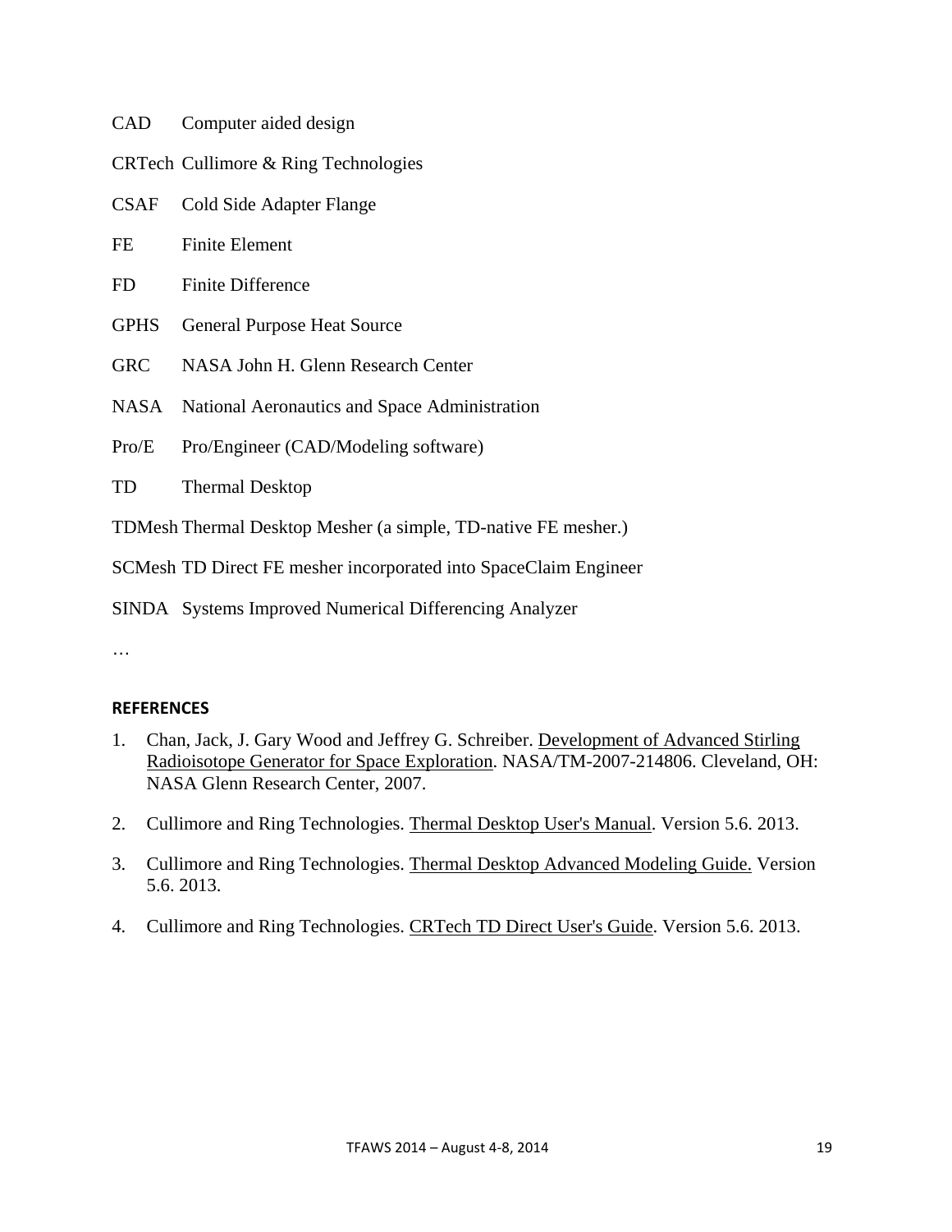CAD Computer aided design

CRTech Cullimore & Ring Technologies

CSAF Cold Side Adapter Flange

FE Finite Element

FD Finite Difference

GPHS General Purpose Heat Source

GRC NASA John H. Glenn Research Center

NASA National Aeronautics and Space Administration

Pro/E Pro/Engineer (CAD/Modeling software)

TD Thermal Desktop

TDMesh Thermal Desktop Mesher (a simple, TD-native FE mesher.)

SCMesh TD Direct FE mesher incorporated into SpaceClaim Engineer

SINDA Systems Improved Numerical Differencing Analyzer

…

## REFERENCES

1. Chan, Jack, J. Gary Wood and Jeffrey G. Schreiber. Development of Advanced Stirling Radioisotope Generator for Space Exploration. NASA/TM-2007-214806. Cleveland, OH: NASA Glenn Research Center, 2007.

2. Cullimore and Ring Technologies. Thermal Desktop User's Manual. Version 5.6. 2013.

3. Cullimore and Ring Technologies. Thermal Desktop Advanced Modeling Guide. Version 5.6. 2013.

4. Cullimore and Ring Technologies. CRTech TD Direct User's Guide. Version 5.6. 2013.